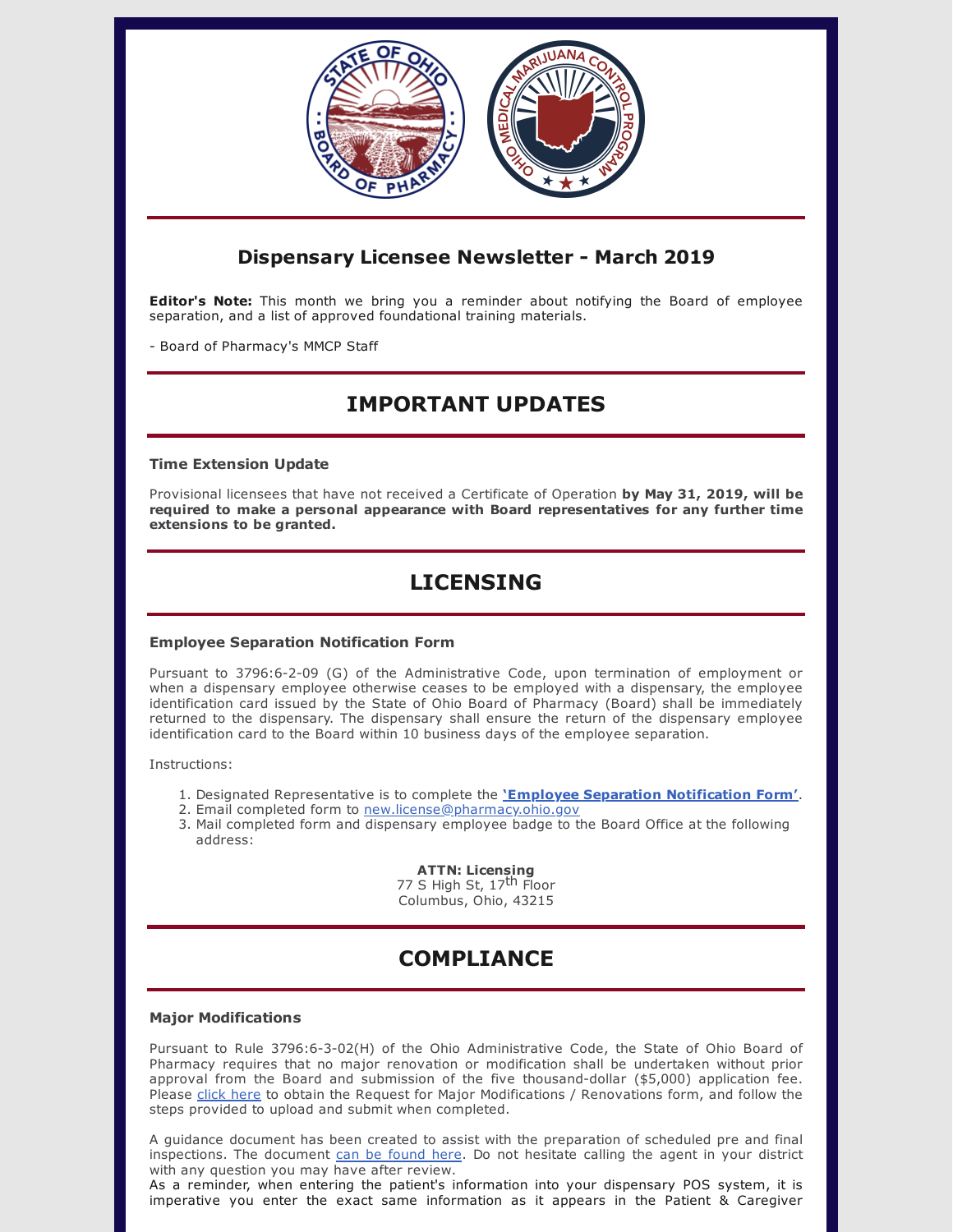## Dispensary Licensee Newsletter - March 2019

**Editor's Note:** This month we bring you a reminder about notifying the Board of employee separation, and a list of approved foundational training materials.

- Board of Pharmacy's MMCP Staff

# IMPORTANT UPDATES

### Time Extension Update

Provisional licensees that have not received a Certificate of Operation **by May 31, 2019, will be required to make a personal appearance with Board representatives for any further time extensions to be granted.**

# LICENSING

### Employee Separation Notification Form

Pursuant to 3796:6-2-09 (G) of the Administrative Code, upon termination of employment or when a dispensary employee otherwise ceases to be employed with a dispensary, the employee identification card issued by the State of Ohio Board of Pharmacy (Board) shall be immediately returned to the dispensary. The dispensary shall ensure the return of the dispensary employee identification card to the Board within 10 business days of the employee separation.

Instructions:

1. Designated Representative is to complete the **'Employee Separation Notification Form'**.
2. Email completed form to new.license@pharmacy.ohio.gov
3. Mail completed form and dispensary employee badge to the Board Office at the following address:

**ATTN: Licensing**
77 S High St, 17th Floor
Columbus, Ohio, 43215

# COMPLIANCE

### Major Modifications

Pursuant to Rule 3796:6-3-02(H) of the Ohio Administrative Code, the State of Ohio Board of Pharmacy requires that no major renovation or modification shall be undertaken without prior approval from the Board and submission of the five thousand-dollar ($5,000) application fee. Please click here to obtain the Request for Major Modifications / Renovations form, and follow the steps provided to upload and submit when completed.

A guidance document has been created to assist with the preparation of scheduled pre and final inspections. The document can be found here. Do not hesitate calling the agent in your district with any question you may have after review.
As a reminder, when entering the patient's information into your dispensary POS system, it is imperative you enter the exact same information as it appears in the Patient & Caregiver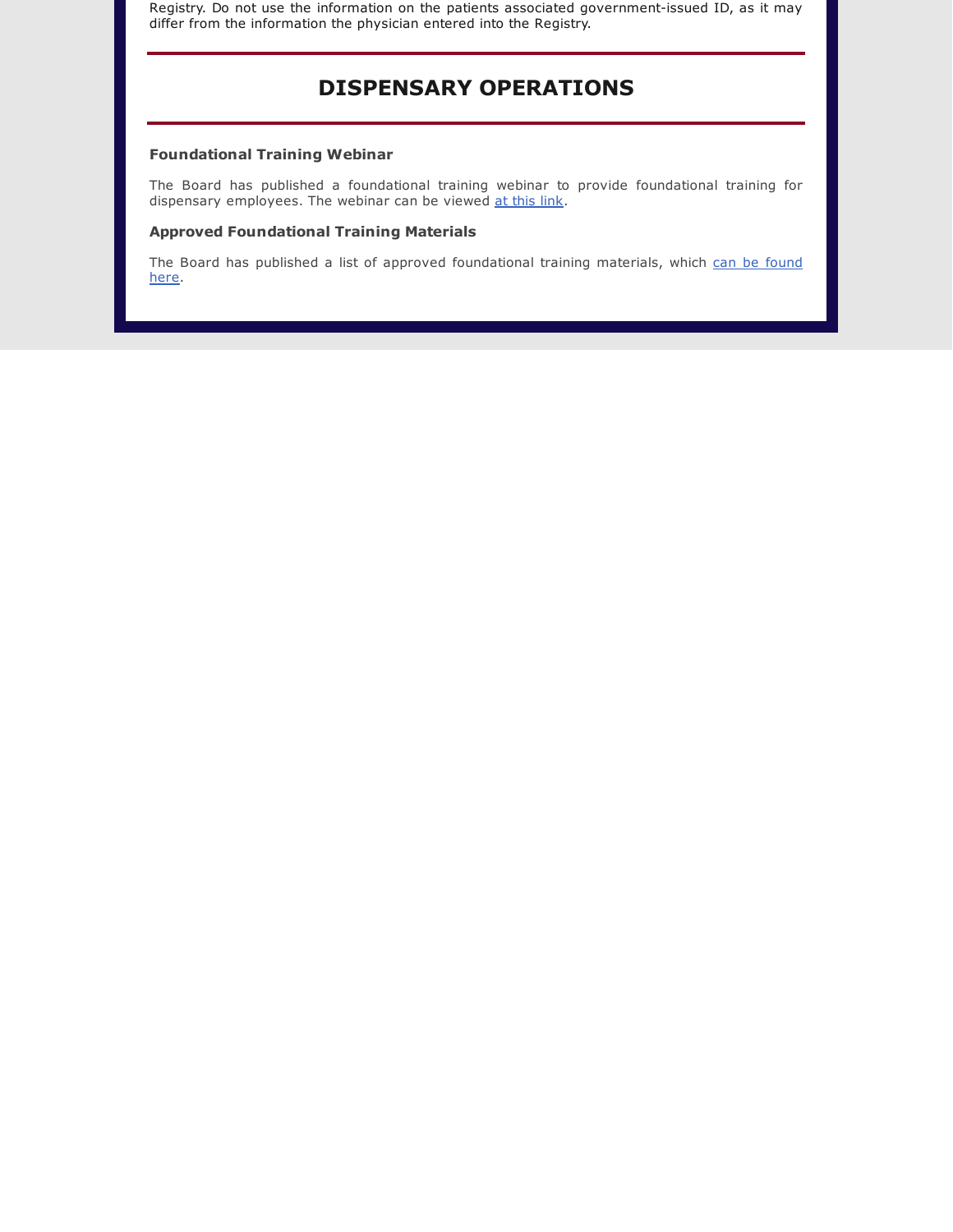Registry. Do not use the information on the patients associated government-issued ID, as it may differ from the information the physician entered into the Registry.

## DISPENSARY OPERATIONS

### Foundational Training Webinar

The Board has published a foundational training webinar to provide foundational training for dispensary employees. The webinar can be viewed at this link.

### Approved Foundational Training Materials

The Board has published a list of approved foundational training materials, which can be found here.